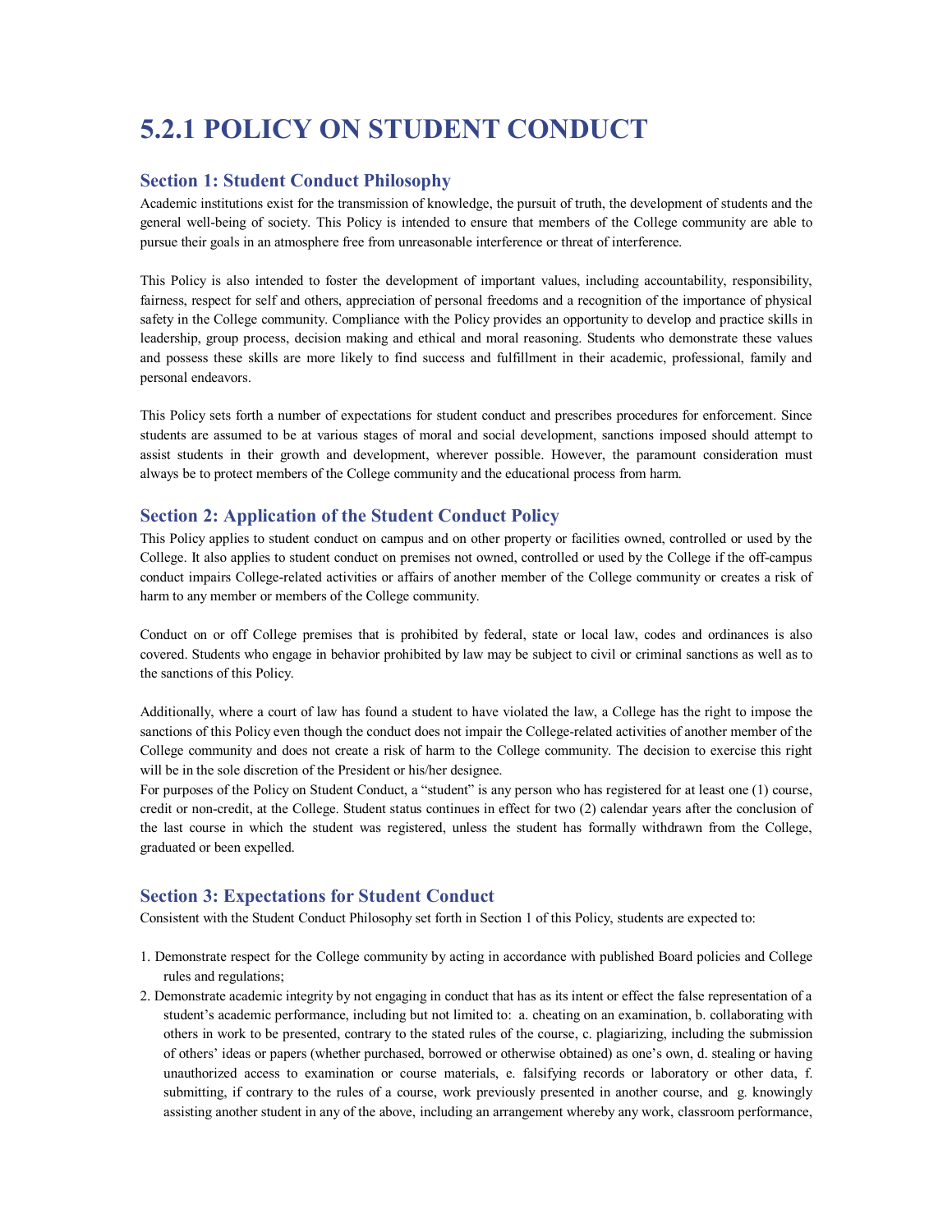# 5.2.1 POLICY ON STUDENT CONDUCT

## Section 1: Student Conduct Philosophy

Academic institutions exist for the transmission of knowledge, the pursuit of truth, the development of students and the general well-being of society. This Policy is intended to ensure that members of the College community are able to pursue their goals in an atmosphere free from unreasonable interference or threat of interference.

This Policy is also intended to foster the development of important values, including accountability, responsibility, fairness, respect for self and others, appreciation of personal freedoms and a recognition of the importance of physical safety in the College community. Compliance with the Policy provides an opportunity to develop and practice skills in leadership, group process, decision making and ethical and moral reasoning. Students who demonstrate these values and possess these skills are more likely to find success and fulfillment in their academic, professional, family and personal endeavors.

This Policy sets forth a number of expectations for student conduct and prescribes procedures for enforcement. Since students are assumed to be at various stages of moral and social development, sanctions imposed should attempt to assist students in their growth and development, wherever possible. However, the paramount consideration must always be to protect members of the College community and the educational process from harm.

## Section 2: Application of the Student Conduct Policy

This Policy applies to student conduct on campus and on other property or facilities owned, controlled or used by the College. It also applies to student conduct on premises not owned, controlled or used by the College if the off-campus conduct impairs College-related activities or affairs of another member of the College community or creates a risk of harm to any member or members of the College community.

Conduct on or off College premises that is prohibited by federal, state or local law, codes and ordinances is also covered. Students who engage in behavior prohibited by law may be subject to civil or criminal sanctions as well as to the sanctions of this Policy.

Additionally, where a court of law has found a student to have violated the law, a College has the right to impose the sanctions of this Policy even though the conduct does not impair the College-related activities of another member of the College community and does not create a risk of harm to the College community. The decision to exercise this right will be in the sole discretion of the President or his/her designee.

For purposes of the Policy on Student Conduct, a "student" is any person who has registered for at least one (1) course, credit or non-credit, at the College. Student status continues in effect for two (2) calendar years after the conclusion of the last course in which the student was registered, unless the student has formally withdrawn from the College, graduated or been expelled.

## Section 3: Expectations for Student Conduct

Consistent with the Student Conduct Philosophy set forth in Section 1 of this Policy, students are expected to:

1. Demonstrate respect for the College community by acting in accordance with published Board policies and College rules and regulations;
2. Demonstrate academic integrity by not engaging in conduct that has as its intent or effect the false representation of a student's academic performance, including but not limited to: a. cheating on an examination, b. collaborating with others in work to be presented, contrary to the stated rules of the course, c. plagiarizing, including the submission of others' ideas or papers (whether purchased, borrowed or otherwise obtained) as one's own, d. stealing or having unauthorized access to examination or course materials, e. falsifying records or laboratory or other data, f. submitting, if contrary to the rules of a course, work previously presented in another course, and g. knowingly assisting another student in any of the above, including an arrangement whereby any work, classroom performance,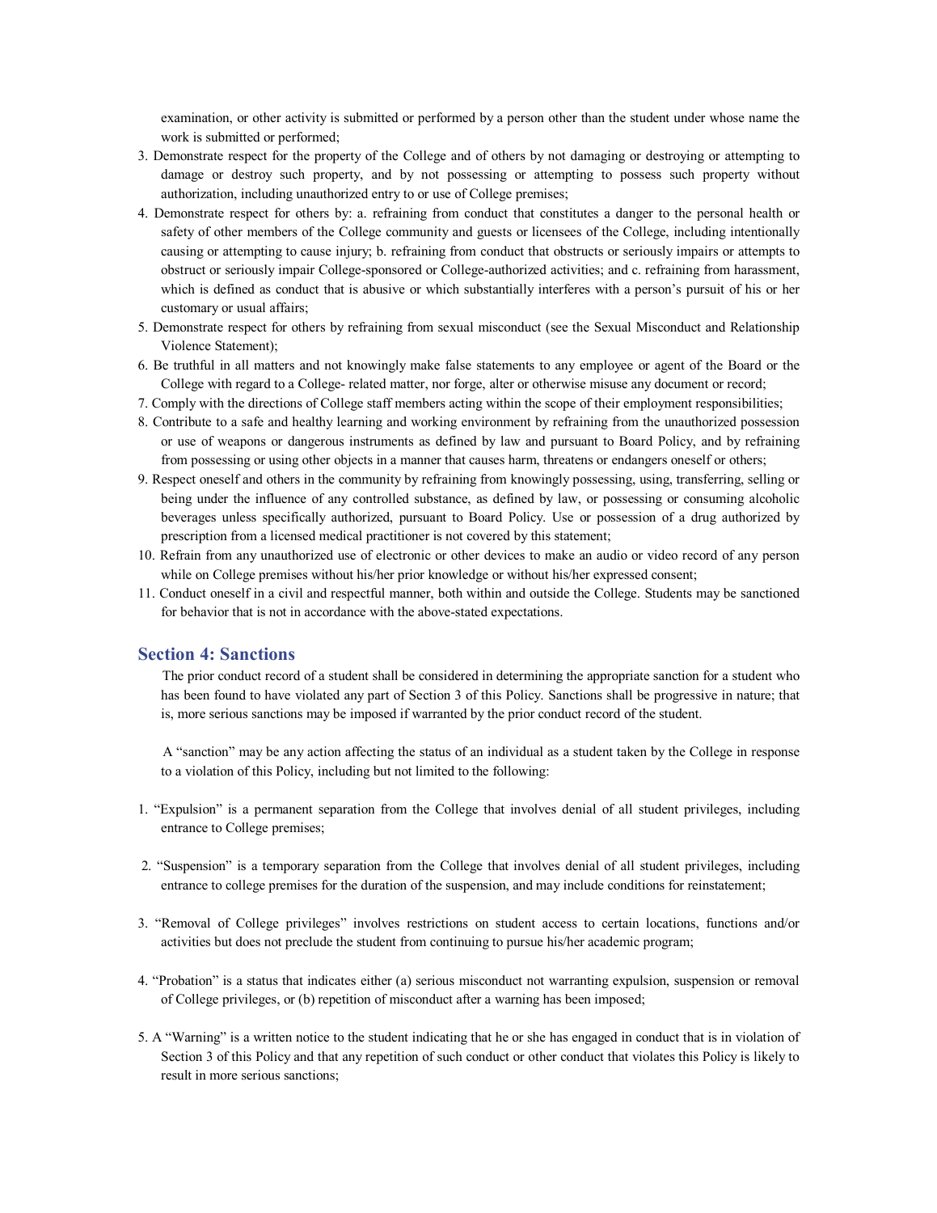examination, or other activity is submitted or performed by a person other than the student under whose name the work is submitted or performed;

3. Demonstrate respect for the property of the College and of others by not damaging or destroying or attempting to damage or destroy such property, and by not possessing or attempting to possess such property without authorization, including unauthorized entry to or use of College premises;
4. Demonstrate respect for others by: a. refraining from conduct that constitutes a danger to the personal health or safety of other members of the College community and guests or licensees of the College, including intentionally causing or attempting to cause injury; b. refraining from conduct that obstructs or seriously impairs or attempts to obstruct or seriously impair College-sponsored or College-authorized activities; and c. refraining from harassment, which is defined as conduct that is abusive or which substantially interferes with a person's pursuit of his or her customary or usual affairs;
5. Demonstrate respect for others by refraining from sexual misconduct (see the Sexual Misconduct and Relationship Violence Statement);
6. Be truthful in all matters and not knowingly make false statements to any employee or agent of the Board or the College with regard to a College- related matter, nor forge, alter or otherwise misuse any document or record;
7. Comply with the directions of College staff members acting within the scope of their employment responsibilities;
8. Contribute to a safe and healthy learning and working environment by refraining from the unauthorized possession or use of weapons or dangerous instruments as defined by law and pursuant to Board Policy, and by refraining from possessing or using other objects in a manner that causes harm, threatens or endangers oneself or others;
9. Respect oneself and others in the community by refraining from knowingly possessing, using, transferring, selling or being under the influence of any controlled substance, as defined by law, or possessing or consuming alcoholic beverages unless specifically authorized, pursuant to Board Policy. Use or possession of a drug authorized by prescription from a licensed medical practitioner is not covered by this statement;
10. Refrain from any unauthorized use of electronic or other devices to make an audio or video record of any person while on College premises without his/her prior knowledge or without his/her expressed consent;
11. Conduct oneself in a civil and respectful manner, both within and outside the College. Students may be sanctioned for behavior that is not in accordance with the above-stated expectations.

## Section 4: Sanctions

The prior conduct record of a student shall be considered in determining the appropriate sanction for a student who has been found to have violated any part of Section 3 of this Policy. Sanctions shall be progressive in nature; that is, more serious sanctions may be imposed if warranted by the prior conduct record of the student.

A "sanction" may be any action affecting the status of an individual as a student taken by the College in response to a violation of this Policy, including but not limited to the following:

1. "Expulsion" is a permanent separation from the College that involves denial of all student privileges, including entrance to College premises;
2. "Suspension" is a temporary separation from the College that involves denial of all student privileges, including entrance to college premises for the duration of the suspension, and may include conditions for reinstatement;
3. "Removal of College privileges" involves restrictions on student access to certain locations, functions and/or activities but does not preclude the student from continuing to pursue his/her academic program;
4. "Probation" is a status that indicates either (a) serious misconduct not warranting expulsion, suspension or removal of College privileges, or (b) repetition of misconduct after a warning has been imposed;
5. A "Warning" is a written notice to the student indicating that he or she has engaged in conduct that is in violation of Section 3 of this Policy and that any repetition of such conduct or other conduct that violates this Policy is likely to result in more serious sanctions;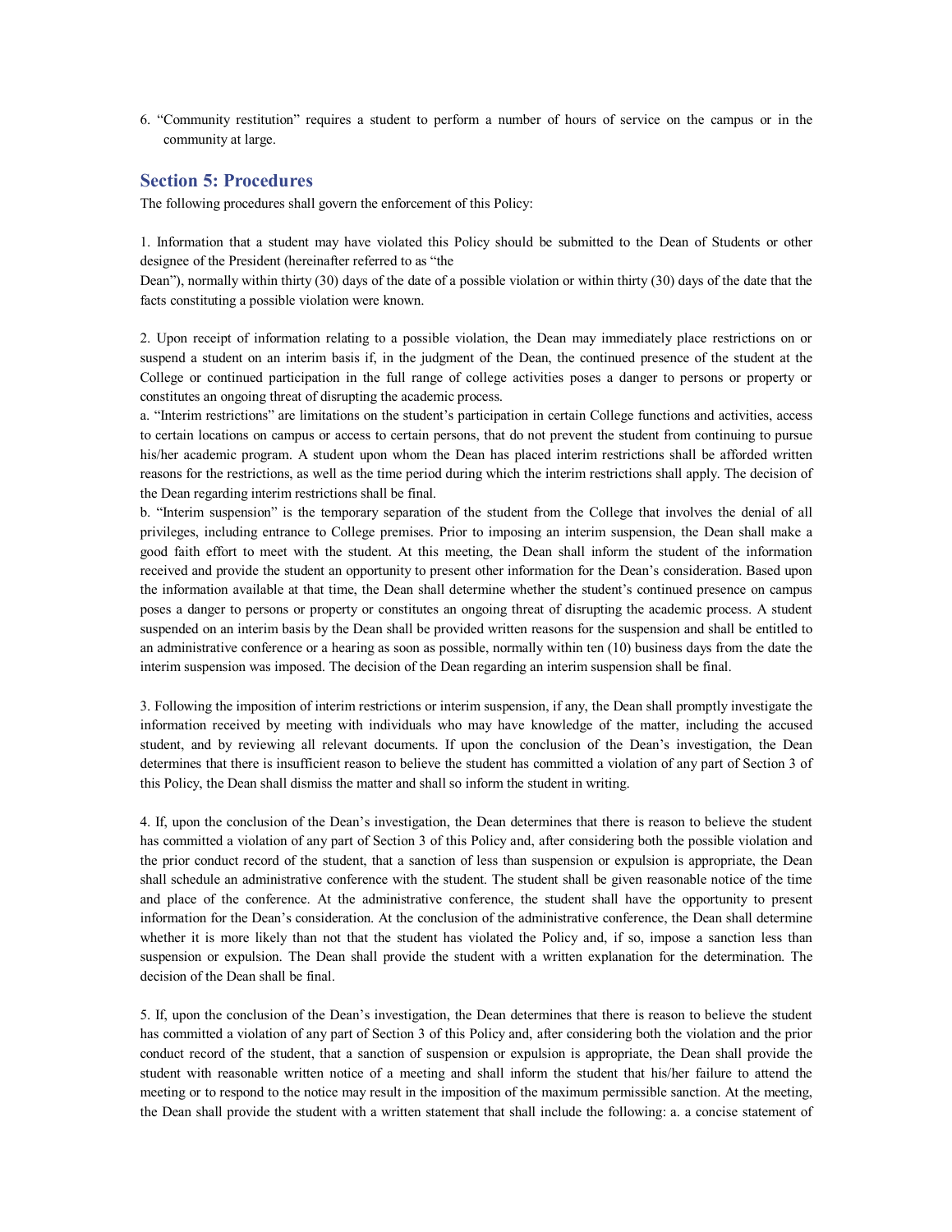6. "Community restitution" requires a student to perform a number of hours of service on the campus or in the community at large.

## Section 5: Procedures

The following procedures shall govern the enforcement of this Policy:

1. Information that a student may have violated this Policy should be submitted to the Dean of Students or other designee of the President (hereinafter referred to as "the Dean"), normally within thirty (30) days of the date of a possible violation or within thirty (30) days of the date that the facts constituting a possible violation were known.

2. Upon receipt of information relating to a possible violation, the Dean may immediately place restrictions on or suspend a student on an interim basis if, in the judgment of the Dean, the continued presence of the student at the College or continued participation in the full range of college activities poses a danger to persons or property or constitutes an ongoing threat of disrupting the academic process.
a. "Interim restrictions" are limitations on the student's participation in certain College functions and activities, access to certain locations on campus or access to certain persons, that do not prevent the student from continuing to pursue his/her academic program. A student upon whom the Dean has placed interim restrictions shall be afforded written reasons for the restrictions, as well as the time period during which the interim restrictions shall apply. The decision of the Dean regarding interim restrictions shall be final.
b. "Interim suspension" is the temporary separation of the student from the College that involves the denial of all privileges, including entrance to College premises. Prior to imposing an interim suspension, the Dean shall make a good faith effort to meet with the student. At this meeting, the Dean shall inform the student of the information received and provide the student an opportunity to present other information for the Dean's consideration. Based upon the information available at that time, the Dean shall determine whether the student's continued presence on campus poses a danger to persons or property or constitutes an ongoing threat of disrupting the academic process. A student suspended on an interim basis by the Dean shall be provided written reasons for the suspension and shall be entitled to an administrative conference or a hearing as soon as possible, normally within ten (10) business days from the date the interim suspension was imposed. The decision of the Dean regarding an interim suspension shall be final.

3. Following the imposition of interim restrictions or interim suspension, if any, the Dean shall promptly investigate the information received by meeting with individuals who may have knowledge of the matter, including the accused student, and by reviewing all relevant documents. If upon the conclusion of the Dean's investigation, the Dean determines that there is insufficient reason to believe the student has committed a violation of any part of Section 3 of this Policy, the Dean shall dismiss the matter and shall so inform the student in writing.

4. If, upon the conclusion of the Dean's investigation, the Dean determines that there is reason to believe the student has committed a violation of any part of Section 3 of this Policy and, after considering both the possible violation and the prior conduct record of the student, that a sanction of less than suspension or expulsion is appropriate, the Dean shall schedule an administrative conference with the student. The student shall be given reasonable notice of the time and place of the conference. At the administrative conference, the student shall have the opportunity to present information for the Dean's consideration. At the conclusion of the administrative conference, the Dean shall determine whether it is more likely than not that the student has violated the Policy and, if so, impose a sanction less than suspension or expulsion. The Dean shall provide the student with a written explanation for the determination. The decision of the Dean shall be final.

5. If, upon the conclusion of the Dean's investigation, the Dean determines that there is reason to believe the student has committed a violation of any part of Section 3 of this Policy and, after considering both the violation and the prior conduct record of the student, that a sanction of suspension or expulsion is appropriate, the Dean shall provide the student with reasonable written notice of a meeting and shall inform the student that his/her failure to attend the meeting or to respond to the notice may result in the imposition of the maximum permissible sanction. At the meeting, the Dean shall provide the student with a written statement that shall include the following: a. a concise statement of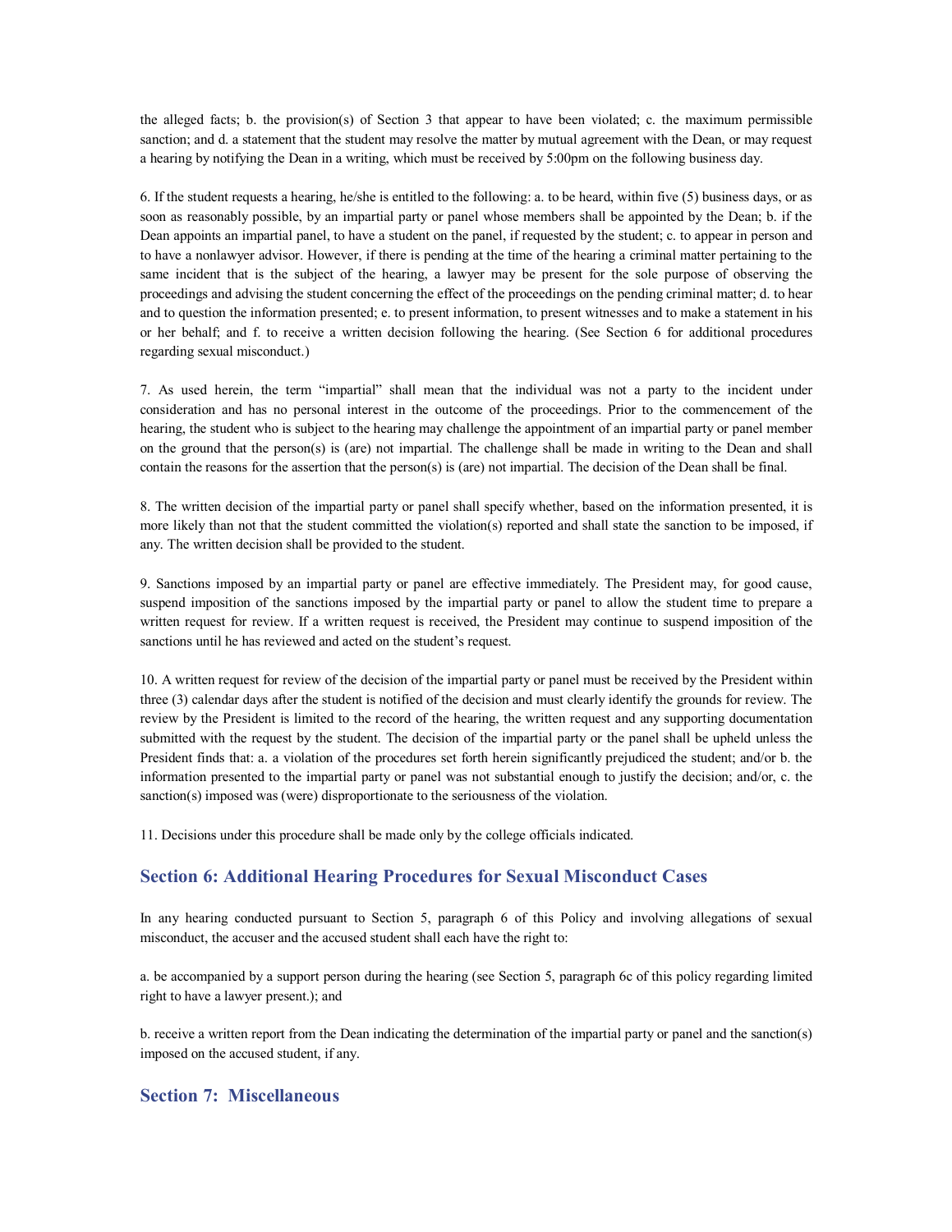the alleged facts; b. the provision(s) of Section 3 that appear to have been violated; c. the maximum permissible sanction; and d. a statement that the student may resolve the matter by mutual agreement with the Dean, or may request a hearing by notifying the Dean in a writing, which must be received by 5:00pm on the following business day.

6. If the student requests a hearing, he/she is entitled to the following: a. to be heard, within five (5) business days, or as soon as reasonably possible, by an impartial party or panel whose members shall be appointed by the Dean; b. if the Dean appoints an impartial panel, to have a student on the panel, if requested by the student; c. to appear in person and to have a nonlawyer advisor. However, if there is pending at the time of the hearing a criminal matter pertaining to the same incident that is the subject of the hearing, a lawyer may be present for the sole purpose of observing the proceedings and advising the student concerning the effect of the proceedings on the pending criminal matter; d. to hear and to question the information presented; e. to present information, to present witnesses and to make a statement in his or her behalf; and f. to receive a written decision following the hearing. (See Section 6 for additional procedures regarding sexual misconduct.)

7. As used herein, the term "impartial" shall mean that the individual was not a party to the incident under consideration and has no personal interest in the outcome of the proceedings. Prior to the commencement of the hearing, the student who is subject to the hearing may challenge the appointment of an impartial party or panel member on the ground that the person(s) is (are) not impartial. The challenge shall be made in writing to the Dean and shall contain the reasons for the assertion that the person(s) is (are) not impartial. The decision of the Dean shall be final.

8. The written decision of the impartial party or panel shall specify whether, based on the information presented, it is more likely than not that the student committed the violation(s) reported and shall state the sanction to be imposed, if any. The written decision shall be provided to the student.

9. Sanctions imposed by an impartial party or panel are effective immediately. The President may, for good cause, suspend imposition of the sanctions imposed by the impartial party or panel to allow the student time to prepare a written request for review. If a written request is received, the President may continue to suspend imposition of the sanctions until he has reviewed and acted on the student's request.

10. A written request for review of the decision of the impartial party or panel must be received by the President within three (3) calendar days after the student is notified of the decision and must clearly identify the grounds for review. The review by the President is limited to the record of the hearing, the written request and any supporting documentation submitted with the request by the student. The decision of the impartial party or the panel shall be upheld unless the President finds that: a. a violation of the procedures set forth herein significantly prejudiced the student; and/or b. the information presented to the impartial party or panel was not substantial enough to justify the decision; and/or, c. the sanction(s) imposed was (were) disproportionate to the seriousness of the violation.

11. Decisions under this procedure shall be made only by the college officials indicated.

## Section 6: Additional Hearing Procedures for Sexual Misconduct Cases

In any hearing conducted pursuant to Section 5, paragraph 6 of this Policy and involving allegations of sexual misconduct, the accuser and the accused student shall each have the right to:

a. be accompanied by a support person during the hearing (see Section 5, paragraph 6c of this policy regarding limited right to have a lawyer present.); and

b. receive a written report from the Dean indicating the determination of the impartial party or panel and the sanction(s) imposed on the accused student, if any.

## Section 7: Miscellaneous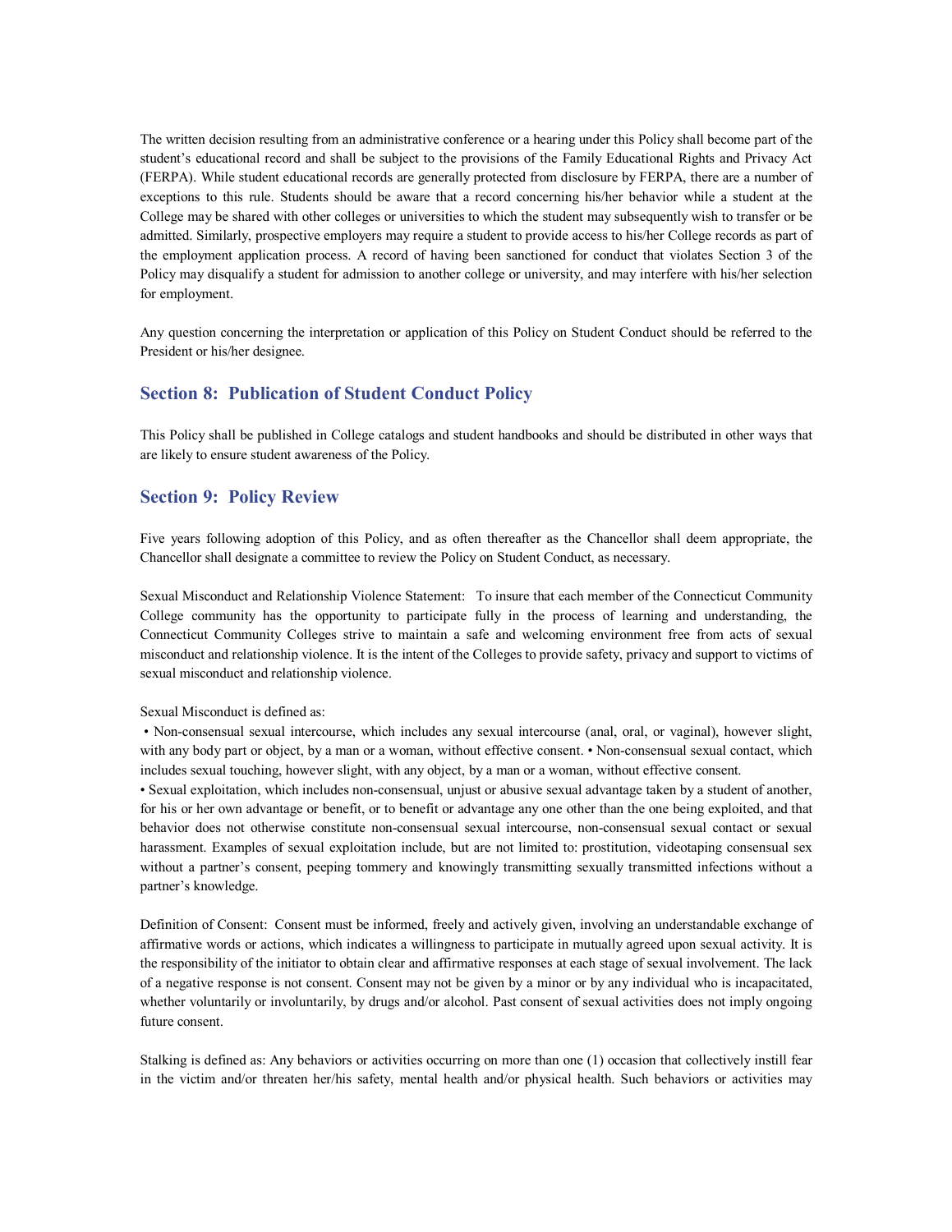The written decision resulting from an administrative conference or a hearing under this Policy shall become part of the student's educational record and shall be subject to the provisions of the Family Educational Rights and Privacy Act (FERPA). While student educational records are generally protected from disclosure by FERPA, there are a number of exceptions to this rule. Students should be aware that a record concerning his/her behavior while a student at the College may be shared with other colleges or universities to which the student may subsequently wish to transfer or be admitted. Similarly, prospective employers may require a student to provide access to his/her College records as part of the employment application process. A record of having been sanctioned for conduct that violates Section 3 of the Policy may disqualify a student for admission to another college or university, and may interfere with his/her selection for employment.

Any question concerning the interpretation or application of this Policy on Student Conduct should be referred to the President or his/her designee.

## Section 8: Publication of Student Conduct Policy

This Policy shall be published in College catalogs and student handbooks and should be distributed in other ways that are likely to ensure student awareness of the Policy.

## Section 9: Policy Review

Five years following adoption of this Policy, and as often thereafter as the Chancellor shall deem appropriate, the Chancellor shall designate a committee to review the Policy on Student Conduct, as necessary.

Sexual Misconduct and Relationship Violence Statement: To insure that each member of the Connecticut Community College community has the opportunity to participate fully in the process of learning and understanding, the Connecticut Community Colleges strive to maintain a safe and welcoming environment free from acts of sexual misconduct and relationship violence. It is the intent of the Colleges to provide safety, privacy and support to victims of sexual misconduct and relationship violence.

Sexual Misconduct is defined as:

- Non-consensual sexual intercourse, which includes any sexual intercourse (anal, oral, or vaginal), however slight, with any body part or object, by a man or a woman, without effective consent.
- Non-consensual sexual contact, which includes sexual touching, however slight, with any object, by a man or a woman, without effective consent.
- Sexual exploitation, which includes non-consensual, unjust or abusive sexual advantage taken by a student of another, for his or her own advantage or benefit, or to benefit or advantage any one other than the one being exploited, and that behavior does not otherwise constitute non-consensual sexual intercourse, non-consensual sexual contact or sexual harassment. Examples of sexual exploitation include, but are not limited to: prostitution, videotaping consensual sex without a partner's consent, peeping tommery and knowingly transmitting sexually transmitted infections without a partner's knowledge.

Definition of Consent: Consent must be informed, freely and actively given, involving an understandable exchange of affirmative words or actions, which indicates a willingness to participate in mutually agreed upon sexual activity. It is the responsibility of the initiator to obtain clear and affirmative responses at each stage of sexual involvement. The lack of a negative response is not consent. Consent may not be given by a minor or by any individual who is incapacitated, whether voluntarily or involuntarily, by drugs and/or alcohol. Past consent of sexual activities does not imply ongoing future consent.

Stalking is defined as: Any behaviors or activities occurring on more than one (1) occasion that collectively instill fear in the victim and/or threaten her/his safety, mental health and/or physical health. Such behaviors or activities may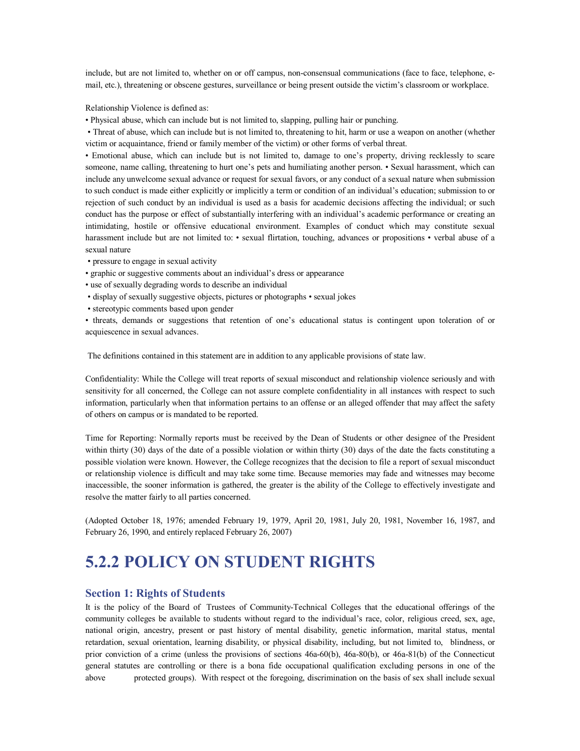include, but are not limited to, whether on or off campus, non-consensual communications (face to face, telephone, e-mail, etc.), threatening or obscene gestures, surveillance or being present outside the victim's classroom or workplace.

Relationship Violence is defined as:

• Physical abuse, which can include but is not limited to, slapping, pulling hair or punching.

• Threat of abuse, which can include but is not limited to, threatening to hit, harm or use a weapon on another (whether victim or acquaintance, friend or family member of the victim) or other forms of verbal threat.

• Emotional abuse, which can include but is not limited to, damage to one's property, driving recklessly to scare someone, name calling, threatening to hurt one's pets and humiliating another person. • Sexual harassment, which can include any unwelcome sexual advance or request for sexual favors, or any conduct of a sexual nature when submission to such conduct is made either explicitly or implicitly a term or condition of an individual's education; submission to or rejection of such conduct by an individual is used as a basis for academic decisions affecting the individual; or such conduct has the purpose or effect of substantially interfering with an individual's academic performance or creating an intimidating, hostile or offensive educational environment. Examples of conduct which may constitute sexual harassment include but are not limited to: • sexual flirtation, touching, advances or propositions • verbal abuse of a sexual nature

• pressure to engage in sexual activity

• graphic or suggestive comments about an individual's dress or appearance

• use of sexually degrading words to describe an individual

• display of sexually suggestive objects, pictures or photographs • sexual jokes

• stereotypic comments based upon gender

• threats, demands or suggestions that retention of one's educational status is contingent upon toleration of or acquiescence in sexual advances.

The definitions contained in this statement are in addition to any applicable provisions of state law.

Confidentiality: While the College will treat reports of sexual misconduct and relationship violence seriously and with sensitivity for all concerned, the College can not assure complete confidentiality in all instances with respect to such information, particularly when that information pertains to an offense or an alleged offender that may affect the safety of others on campus or is mandated to be reported.

Time for Reporting: Normally reports must be received by the Dean of Students or other designee of the President within thirty (30) days of the date of a possible violation or within thirty (30) days of the date the facts constituting a possible violation were known. However, the College recognizes that the decision to file a report of sexual misconduct or relationship violence is difficult and may take some time. Because memories may fade and witnesses may become inaccessible, the sooner information is gathered, the greater is the ability of the College to effectively investigate and resolve the matter fairly to all parties concerned.

(Adopted October 18, 1976; amended February 19, 1979, April 20, 1981, July 20, 1981, November 16, 1987, and February 26, 1990, and entirely replaced February 26, 2007)

# 5.2.2 POLICY ON STUDENT RIGHTS

## Section 1: Rights of Students

It is the policy of the Board of Trustees of Community-Technical Colleges that the educational offerings of the community colleges be available to students without regard to the individual's race, color, religious creed, sex, age, national origin, ancestry, present or past history of mental disability, genetic information, marital status, mental retardation, sexual orientation, learning disability, or physical disability, including, but not limited to, blindness, or prior conviction of a crime (unless the provisions of sections 46a-60(b), 46a-80(b), or 46a-81(b) of the Connecticut general statutes are controlling or there is a bona fide occupational qualification excluding persons in one of the above protected groups). With respect ot the foregoing, discrimination on the basis of sex shall include sexual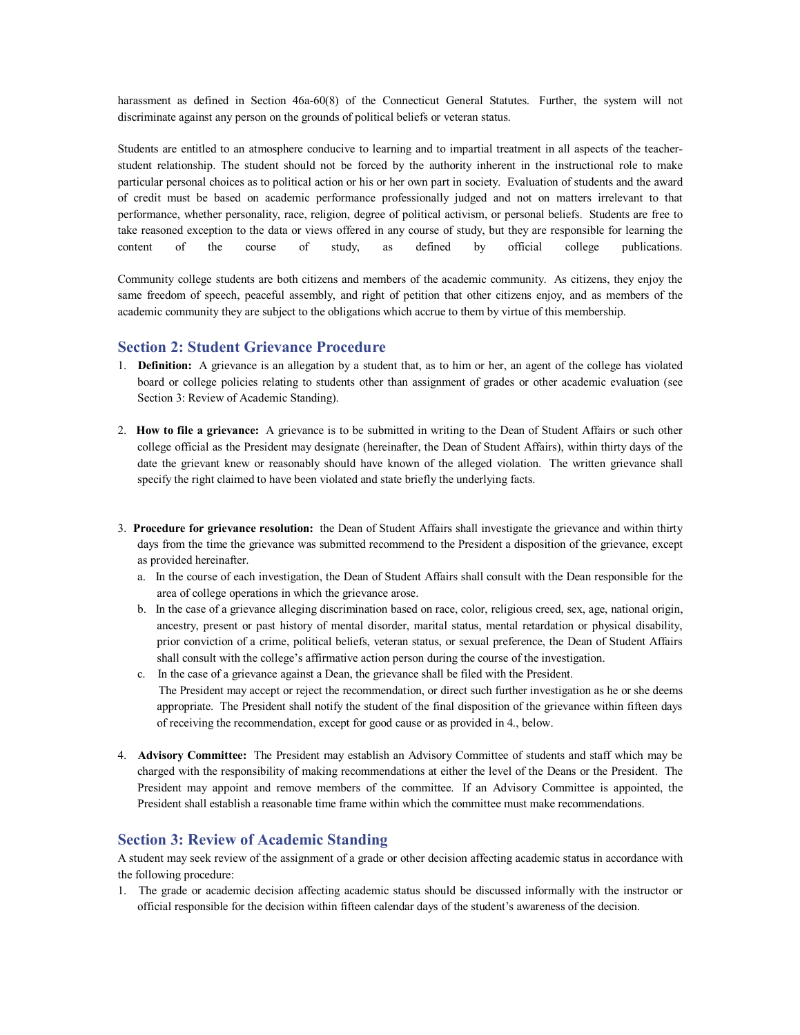harassment as defined in Section 46a-60(8) of the Connecticut General Statutes. Further, the system will not discriminate against any person on the grounds of political beliefs or veteran status.

Students are entitled to an atmosphere conducive to learning and to impartial treatment in all aspects of the teacher-student relationship. The student should not be forced by the authority inherent in the instructional role to make particular personal choices as to political action or his or her own part in society. Evaluation of students and the award of credit must be based on academic performance professionally judged and not on matters irrelevant to that performance, whether personality, race, religion, degree of political activism, or personal beliefs. Students are free to take reasoned exception to the data or views offered in any course of study, but they are responsible for learning the content of the course of study, as defined by official college publications.

Community college students are both citizens and members of the academic community. As citizens, they enjoy the same freedom of speech, peaceful assembly, and right of petition that other citizens enjoy, and as members of the academic community they are subject to the obligations which accrue to them by virtue of this membership.

## Section 2: Student Grievance Procedure

1. **Definition:** A grievance is an allegation by a student that, as to him or her, an agent of the college has violated board or college policies relating to students other than assignment of grades or other academic evaluation (see Section 3: Review of Academic Standing).

2. **How to file a grievance:** A grievance is to be submitted in writing to the Dean of Student Affairs or such other college official as the President may designate (hereinafter, the Dean of Student Affairs), within thirty days of the date the grievant knew or reasonably should have known of the alleged violation. The written grievance shall specify the right claimed to have been violated and state briefly the underlying facts.

3. **Procedure for grievance resolution:** the Dean of Student Affairs shall investigate the grievance and within thirty days from the time the grievance was submitted recommend to the President a disposition of the grievance, except as provided hereinafter.
   a. In the course of each investigation, the Dean of Student Affairs shall consult with the Dean responsible for the area of college operations in which the grievance arose.
   b. In the case of a grievance alleging discrimination based on race, color, religious creed, sex, age, national origin, ancestry, present or past history of mental disorder, marital status, mental retardation or physical disability, prior conviction of a crime, political beliefs, veteran status, or sexual preference, the Dean of Student Affairs shall consult with the college's affirmative action person during the course of the investigation.
   c. In the case of a grievance against a Dean, the grievance shall be filed with the President.

   The President may accept or reject the recommendation, or direct such further investigation as he or she deems appropriate. The President shall notify the student of the final disposition of the grievance within fifteen days of receiving the recommendation, except for good cause or as provided in 4., below.

4. **Advisory Committee:** The President may establish an Advisory Committee of students and staff which may be charged with the responsibility of making recommendations at either the level of the Deans or the President. The President may appoint and remove members of the committee. If an Advisory Committee is appointed, the President shall establish a reasonable time frame within which the committee must make recommendations.

## Section 3: Review of Academic Standing

A student may seek review of the assignment of a grade or other decision affecting academic status in accordance with the following procedure:

1. The grade or academic decision affecting academic status should be discussed informally with the instructor or official responsible for the decision within fifteen calendar days of the student's awareness of the decision.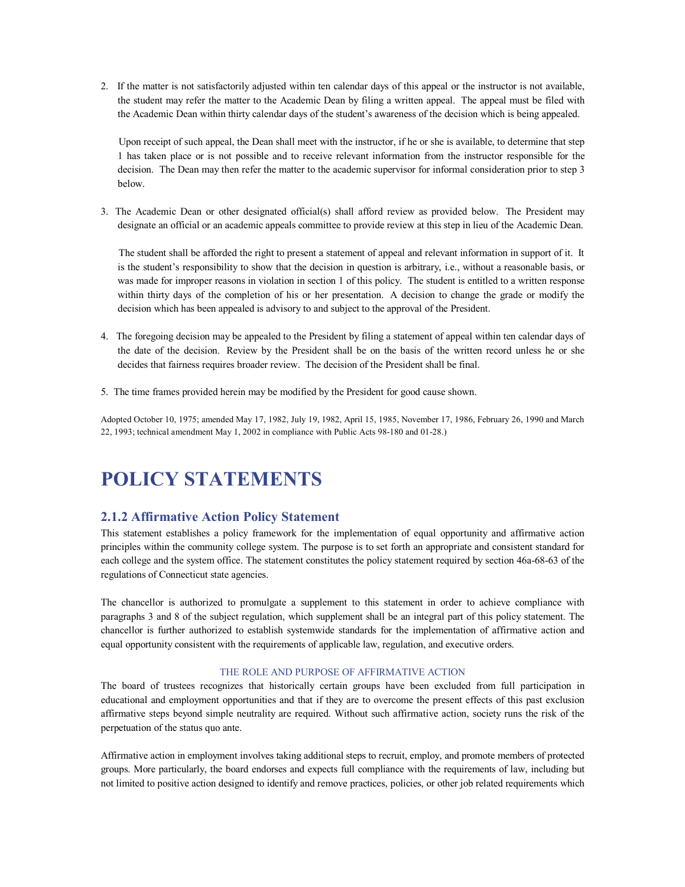2. If the matter is not satisfactorily adjusted within ten calendar days of this appeal or the instructor is not available, the student may refer the matter to the Academic Dean by filing a written appeal. The appeal must be filed with the Academic Dean within thirty calendar days of the student's awareness of the decision which is being appealed.

   Upon receipt of such appeal, the Dean shall meet with the instructor, if he or she is available, to determine that step 1 has taken place or is not possible and to receive relevant information from the instructor responsible for the decision. The Dean may then refer the matter to the academic supervisor for informal consideration prior to step 3 below.

3. The Academic Dean or other designated official(s) shall afford review as provided below. The President may designate an official or an academic appeals committee to provide review at this step in lieu of the Academic Dean.

   The student shall be afforded the right to present a statement of appeal and relevant information in support of it. It is the student's responsibility to show that the decision in question is arbitrary, i.e., without a reasonable basis, or was made for improper reasons in violation in section 1 of this policy. The student is entitled to a written response within thirty days of the completion of his or her presentation. A decision to change the grade or modify the decision which has been appealed is advisory to and subject to the approval of the President.

4. The foregoing decision may be appealed to the President by filing a statement of appeal within ten calendar days of the date of the decision. Review by the President shall be on the basis of the written record unless he or she decides that fairness requires broader review. The decision of the President shall be final.

5. The time frames provided herein may be modified by the President for good cause shown.

Adopted October 10, 1975; amended May 17, 1982, July 19, 1982, April 15, 1985, November 17, 1986, February 26, 1990 and March 22, 1993; technical amendment May 1, 2002 in compliance with Public Acts 98-180 and 01-28.)

# POLICY STATEMENTS

## 2.1.2 Affirmative Action Policy Statement

This statement establishes a policy framework for the implementation of equal opportunity and affirmative action principles within the community college system. The purpose is to set forth an appropriate and consistent standard for each college and the system office. The statement constitutes the policy statement required by section 46a-68-63 of the regulations of Connecticut state agencies.

The chancellor is authorized to promulgate a supplement to this statement in order to achieve compliance with paragraphs 3 and 8 of the subject regulation, which supplement shall be an integral part of this policy statement. The chancellor is further authorized to establish systemwide standards for the implementation of affirmative action and equal opportunity consistent with the requirements of applicable law, regulation, and executive orders.

### THE ROLE AND PURPOSE OF AFFIRMATIVE ACTION

The board of trustees recognizes that historically certain groups have been excluded from full participation in educational and employment opportunities and that if they are to overcome the present effects of this past exclusion affirmative steps beyond simple neutrality are required. Without such affirmative action, society runs the risk of the perpetuation of the status quo ante.

Affirmative action in employment involves taking additional steps to recruit, employ, and promote members of protected groups. More particularly, the board endorses and expects full compliance with the requirements of law, including but not limited to positive action designed to identify and remove practices, policies, or other job related requirements which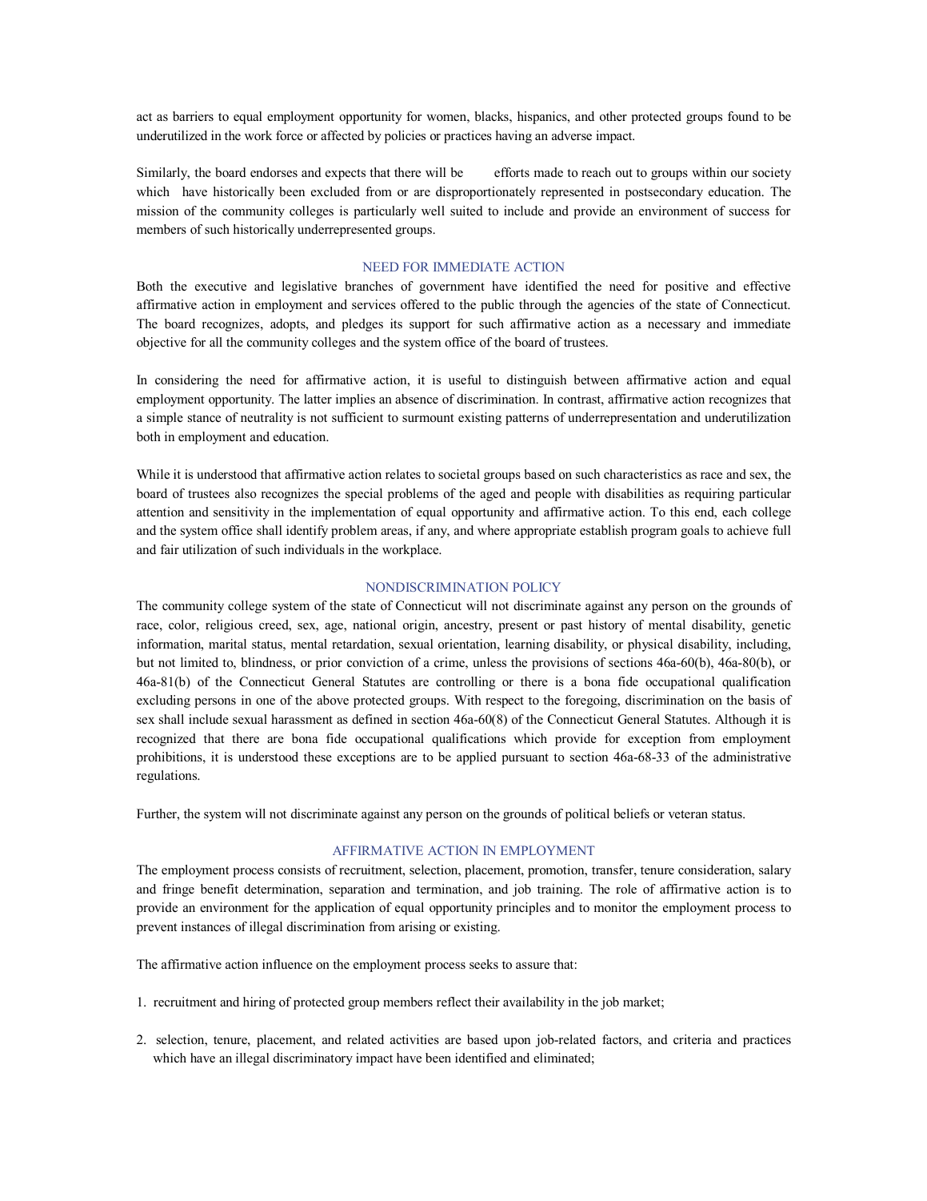act as barriers to equal employment opportunity for women, blacks, hispanics, and other protected groups found to be underutilized in the work force or affected by policies or practices having an adverse impact.

Similarly, the board endorses and expects that there will be efforts made to reach out to groups within our society which have historically been excluded from or are disproportionately represented in postsecondary education. The mission of the community colleges is particularly well suited to include and provide an environment of success for members of such historically underrepresented groups.

## NEED FOR IMMEDIATE ACTION

Both the executive and legislative branches of government have identified the need for positive and effective affirmative action in employment and services offered to the public through the agencies of the state of Connecticut. The board recognizes, adopts, and pledges its support for such affirmative action as a necessary and immediate objective for all the community colleges and the system office of the board of trustees.

In considering the need for affirmative action, it is useful to distinguish between affirmative action and equal employment opportunity. The latter implies an absence of discrimination. In contrast, affirmative action recognizes that a simple stance of neutrality is not sufficient to surmount existing patterns of underrepresentation and underutilization both in employment and education.

While it is understood that affirmative action relates to societal groups based on such characteristics as race and sex, the board of trustees also recognizes the special problems of the aged and people with disabilities as requiring particular attention and sensitivity in the implementation of equal opportunity and affirmative action. To this end, each college and the system office shall identify problem areas, if any, and where appropriate establish program goals to achieve full and fair utilization of such individuals in the workplace.

## NONDISCRIMINATION POLICY

The community college system of the state of Connecticut will not discriminate against any person on the grounds of race, color, religious creed, sex, age, national origin, ancestry, present or past history of mental disability, genetic information, marital status, mental retardation, sexual orientation, learning disability, or physical disability, including, but not limited to, blindness, or prior conviction of a crime, unless the provisions of sections 46a-60(b), 46a-80(b), or 46a-81(b) of the Connecticut General Statutes are controlling or there is a bona fide occupational qualification excluding persons in one of the above protected groups. With respect to the foregoing, discrimination on the basis of sex shall include sexual harassment as defined in section 46a-60(8) of the Connecticut General Statutes. Although it is recognized that there are bona fide occupational qualifications which provide for exception from employment prohibitions, it is understood these exceptions are to be applied pursuant to section 46a-68-33 of the administrative regulations.

Further, the system will not discriminate against any person on the grounds of political beliefs or veteran status.

## AFFIRMATIVE ACTION IN EMPLOYMENT

The employment process consists of recruitment, selection, placement, promotion, transfer, tenure consideration, salary and fringe benefit determination, separation and termination, and job training. The role of affirmative action is to provide an environment for the application of equal opportunity principles and to monitor the employment process to prevent instances of illegal discrimination from arising or existing.

The affirmative action influence on the employment process seeks to assure that:

1. recruitment and hiring of protected group members reflect their availability in the job market;

2. selection, tenure, placement, and related activities are based upon job-related factors, and criteria and practices which have an illegal discriminatory impact have been identified and eliminated;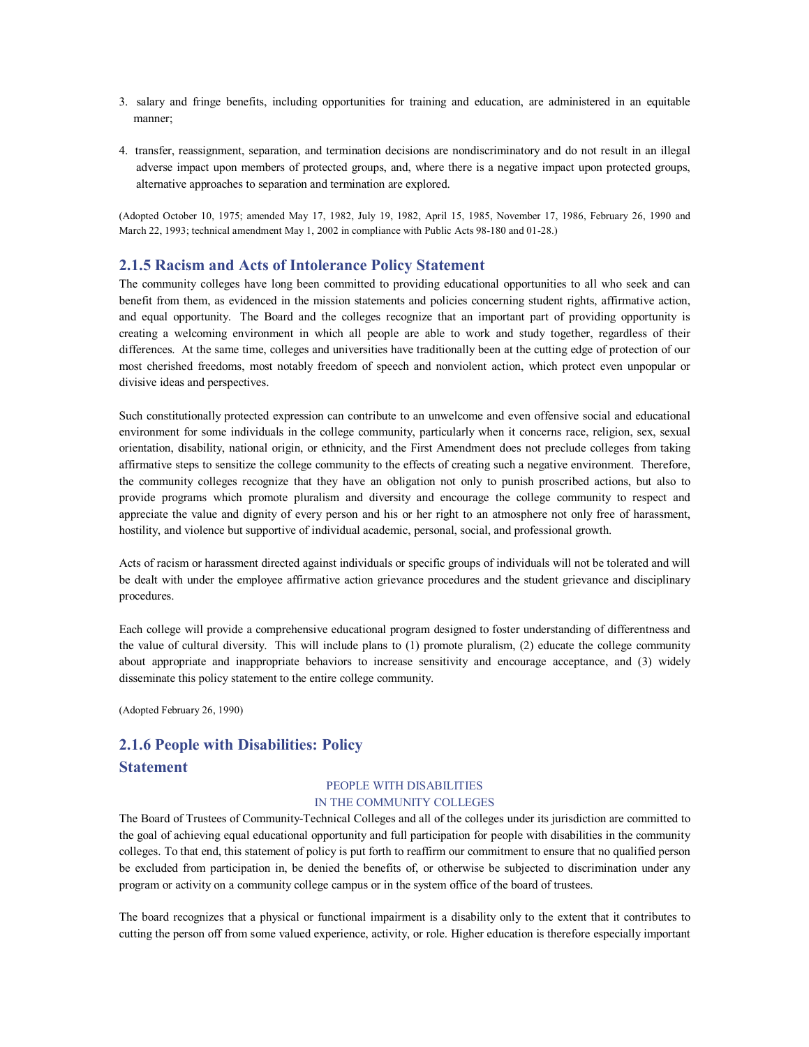3. salary and fringe benefits, including opportunities for training and education, are administered in an equitable manner;

4. transfer, reassignment, separation, and termination decisions are nondiscriminatory and do not result in an illegal adverse impact upon members of protected groups, and, where there is a negative impact upon protected groups, alternative approaches to separation and termination are explored.

(Adopted October 10, 1975; amended May 17, 1982, July 19, 1982, April 15, 1985, November 17, 1986, February 26, 1990 and March 22, 1993; technical amendment May 1, 2002 in compliance with Public Acts 98-180 and 01-28.)

### 2.1.5 Racism and Acts of Intolerance Policy Statement

The community colleges have long been committed to providing educational opportunities to all who seek and can benefit from them, as evidenced in the mission statements and policies concerning student rights, affirmative action, and equal opportunity. The Board and the colleges recognize that an important part of providing opportunity is creating a welcoming environment in which all people are able to work and study together, regardless of their differences. At the same time, colleges and universities have traditionally been at the cutting edge of protection of our most cherished freedoms, most notably freedom of speech and nonviolent action, which protect even unpopular or divisive ideas and perspectives.

Such constitutionally protected expression can contribute to an unwelcome and even offensive social and educational environment for some individuals in the college community, particularly when it concerns race, religion, sex, sexual orientation, disability, national origin, or ethnicity, and the First Amendment does not preclude colleges from taking affirmative steps to sensitize the college community to the effects of creating such a negative environment. Therefore, the community colleges recognize that they have an obligation not only to punish proscribed actions, but also to provide programs which promote pluralism and diversity and encourage the college community to respect and appreciate the value and dignity of every person and his or her right to an atmosphere not only free of harassment, hostility, and violence but supportive of individual academic, personal, social, and professional growth.

Acts of racism or harassment directed against individuals or specific groups of individuals will not be tolerated and will be dealt with under the employee affirmative action grievance procedures and the student grievance and disciplinary procedures.

Each college will provide a comprehensive educational program designed to foster understanding of differentness and the value of cultural diversity. This will include plans to (1) promote pluralism, (2) educate the college community about appropriate and inappropriate behaviors to increase sensitivity and encourage acceptance, and (3) widely disseminate this policy statement to the entire college community.

(Adopted February 26, 1990)

### 2.1.6 People with Disabilities: Policy Statement

PEOPLE WITH DISABILITIES
IN THE COMMUNITY COLLEGES

The Board of Trustees of Community-Technical Colleges and all of the colleges under its jurisdiction are committed to the goal of achieving equal educational opportunity and full participation for people with disabilities in the community colleges. To that end, this statement of policy is put forth to reaffirm our commitment to ensure that no qualified person be excluded from participation in, be denied the benefits of, or otherwise be subjected to discrimination under any program or activity on a community college campus or in the system office of the board of trustees.

The board recognizes that a physical or functional impairment is a disability only to the extent that it contributes to cutting the person off from some valued experience, activity, or role. Higher education is therefore especially important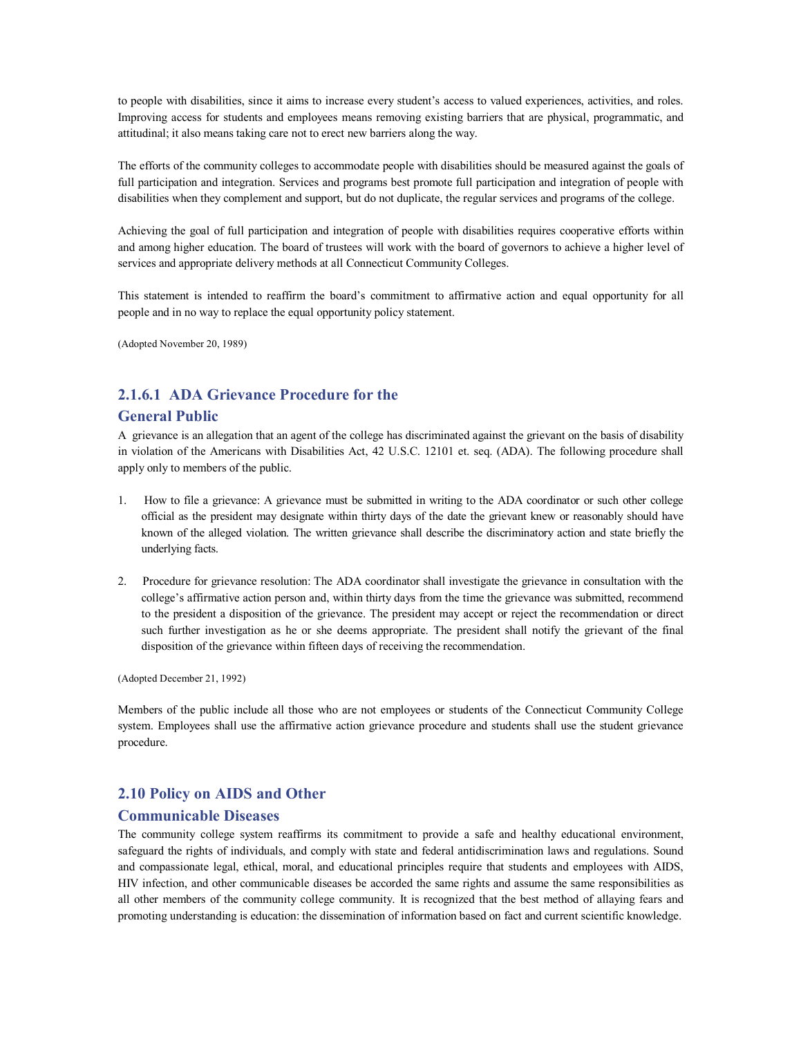to people with disabilities, since it aims to increase every student's access to valued experiences, activities, and roles. Improving access for students and employees means removing existing barriers that are physical, programmatic, and attitudinal; it also means taking care not to erect new barriers along the way.

The efforts of the community colleges to accommodate people with disabilities should be measured against the goals of full participation and integration. Services and programs best promote full participation and integration of people with disabilities when they complement and support, but do not duplicate, the regular services and programs of the college.

Achieving the goal of full participation and integration of people with disabilities requires cooperative efforts within and among higher education. The board of trustees will work with the board of governors to achieve a higher level of services and appropriate delivery methods at all Connecticut Community Colleges.

This statement is intended to reaffirm the board's commitment to affirmative action and equal opportunity for all people and in no way to replace the equal opportunity policy statement.

(Adopted November 20, 1989)

## 2.1.6.1 ADA Grievance Procedure for the General Public

A grievance is an allegation that an agent of the college has discriminated against the grievant on the basis of disability in violation of the Americans with Disabilities Act, 42 U.S.C. 12101 et. seq. (ADA). The following procedure shall apply only to members of the public.

1. How to file a grievance: A grievance must be submitted in writing to the ADA coordinator or such other college official as the president may designate within thirty days of the date the grievant knew or reasonably should have known of the alleged violation. The written grievance shall describe the discriminatory action and state briefly the underlying facts.

2. Procedure for grievance resolution: The ADA coordinator shall investigate the grievance in consultation with the college's affirmative action person and, within thirty days from the time the grievance was submitted, recommend to the president a disposition of the grievance. The president may accept or reject the recommendation or direct such further investigation as he or she deems appropriate. The president shall notify the grievant of the final disposition of the grievance within fifteen days of receiving the recommendation.

(Adopted December 21, 1992)

Members of the public include all those who are not employees or students of the Connecticut Community College system. Employees shall use the affirmative action grievance procedure and students shall use the student grievance procedure.

## 2.10 Policy on AIDS and Other Communicable Diseases

The community college system reaffirms its commitment to provide a safe and healthy educational environment, safeguard the rights of individuals, and comply with state and federal antidiscrimination laws and regulations. Sound and compassionate legal, ethical, moral, and educational principles require that students and employees with AIDS, HIV infection, and other communicable diseases be accorded the same rights and assume the same responsibilities as all other members of the community college community. It is recognized that the best method of allaying fears and promoting understanding is education: the dissemination of information based on fact and current scientific knowledge.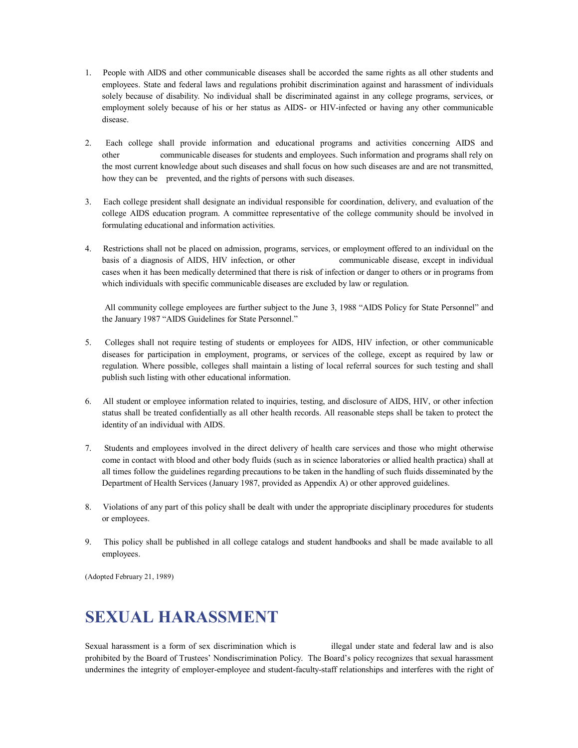1. People with AIDS and other communicable diseases shall be accorded the same rights as all other students and employees. State and federal laws and regulations prohibit discrimination against and harassment of individuals solely because of disability. No individual shall be discriminated against in any college programs, services, or employment solely because of his or her status as AIDS- or HIV-infected or having any other communicable disease.

2. Each college shall provide information and educational programs and activities concerning AIDS and other communicable diseases for students and employees. Such information and programs shall rely on the most current knowledge about such diseases and shall focus on how such diseases are and are not transmitted, how they can be prevented, and the rights of persons with such diseases.

3. Each college president shall designate an individual responsible for coordination, delivery, and evaluation of the college AIDS education program. A committee representative of the college community should be involved in formulating educational and information activities.

4. Restrictions shall not be placed on admission, programs, services, or employment offered to an individual on the basis of a diagnosis of AIDS, HIV infection, or other communicable disease, except in individual cases when it has been medically determined that there is risk of infection or danger to others or in programs from which individuals with specific communicable diseases are excluded by law or regulation.

   All community college employees are further subject to the June 3, 1988 "AIDS Policy for State Personnel" and the January 1987 "AIDS Guidelines for State Personnel."

5. Colleges shall not require testing of students or employees for AIDS, HIV infection, or other communicable diseases for participation in employment, programs, or services of the college, except as required by law or regulation. Where possible, colleges shall maintain a listing of local referral sources for such testing and shall publish such listing with other educational information.

6. All student or employee information related to inquiries, testing, and disclosure of AIDS, HIV, or other infection status shall be treated confidentially as all other health records. All reasonable steps shall be taken to protect the identity of an individual with AIDS.

7. Students and employees involved in the direct delivery of health care services and those who might otherwise come in contact with blood and other body fluids (such as in science laboratories or allied health practica) shall at all times follow the guidelines regarding precautions to be taken in the handling of such fluids disseminated by the Department of Health Services (January 1987, provided as Appendix A) or other approved guidelines.

8. Violations of any part of this policy shall be dealt with under the appropriate disciplinary procedures for students or employees.

9. This policy shall be published in all college catalogs and student handbooks and shall be made available to all employees.

(Adopted February 21, 1989)

# SEXUAL HARASSMENT

Sexual harassment is a form of sex discrimination which is illegal under state and federal law and is also prohibited by the Board of Trustees' Nondiscrimination Policy. The Board's policy recognizes that sexual harassment undermines the integrity of employer-employee and student-faculty-staff relationships and interferes with the right of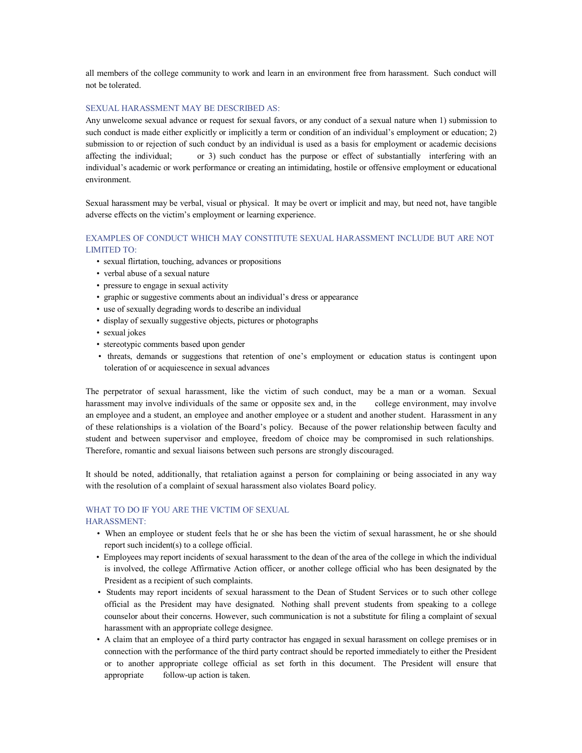all members of the college community to work and learn in an environment free from harassment. Such conduct will not be tolerated.

### SEXUAL HARASSMENT MAY BE DESCRIBED AS:

Any unwelcome sexual advance or request for sexual favors, or any conduct of a sexual nature when 1) submission to such conduct is made either explicitly or implicitly a term or condition of an individual's employment or education; 2) submission to or rejection of such conduct by an individual is used as a basis for employment or academic decisions affecting the individual; or 3) such conduct has the purpose or effect of substantially interfering with an individual's academic or work performance or creating an intimidating, hostile or offensive employment or educational environment.

Sexual harassment may be verbal, visual or physical. It may be overt or implicit and may, but need not, have tangible adverse effects on the victim's employment or learning experience.

### EXAMPLES OF CONDUCT WHICH MAY CONSTITUTE SEXUAL HARASSMENT INCLUDE BUT ARE NOT LIMITED TO:

- sexual flirtation, touching, advances or propositions
- verbal abuse of a sexual nature
- pressure to engage in sexual activity
- graphic or suggestive comments about an individual's dress or appearance
- use of sexually degrading words to describe an individual
- display of sexually suggestive objects, pictures or photographs
- sexual jokes
- stereotypic comments based upon gender
- threats, demands or suggestions that retention of one's employment or education status is contingent upon toleration of or acquiescence in sexual advances

The perpetrator of sexual harassment, like the victim of such conduct, may be a man or a woman. Sexual harassment may involve individuals of the same or opposite sex and, in the college environment, may involve an employee and a student, an employee and another employee or a student and another student. Harassment in any of these relationships is a violation of the Board's policy. Because of the power relationship between faculty and student and between supervisor and employee, freedom of choice may be compromised in such relationships. Therefore, romantic and sexual liaisons between such persons are strongly discouraged.

It should be noted, additionally, that retaliation against a person for complaining or being associated in any way with the resolution of a complaint of sexual harassment also violates Board policy.

### WHAT TO DO IF YOU ARE THE VICTIM OF SEXUAL HARASSMENT:

- When an employee or student feels that he or she has been the victim of sexual harassment, he or she should report such incident(s) to a college official.
- Employees may report incidents of sexual harassment to the dean of the area of the college in which the individual is involved, the college Affirmative Action officer, or another college official who has been designated by the President as a recipient of such complaints.
- Students may report incidents of sexual harassment to the Dean of Student Services or to such other college official as the President may have designated. Nothing shall prevent students from speaking to a college counselor about their concerns. However, such communication is not a substitute for filing a complaint of sexual harassment with an appropriate college designee.
- A claim that an employee of a third party contractor has engaged in sexual harassment on college premises or in connection with the performance of the third party contract should be reported immediately to either the President or to another appropriate college official as set forth in this document. The President will ensure that appropriate follow-up action is taken.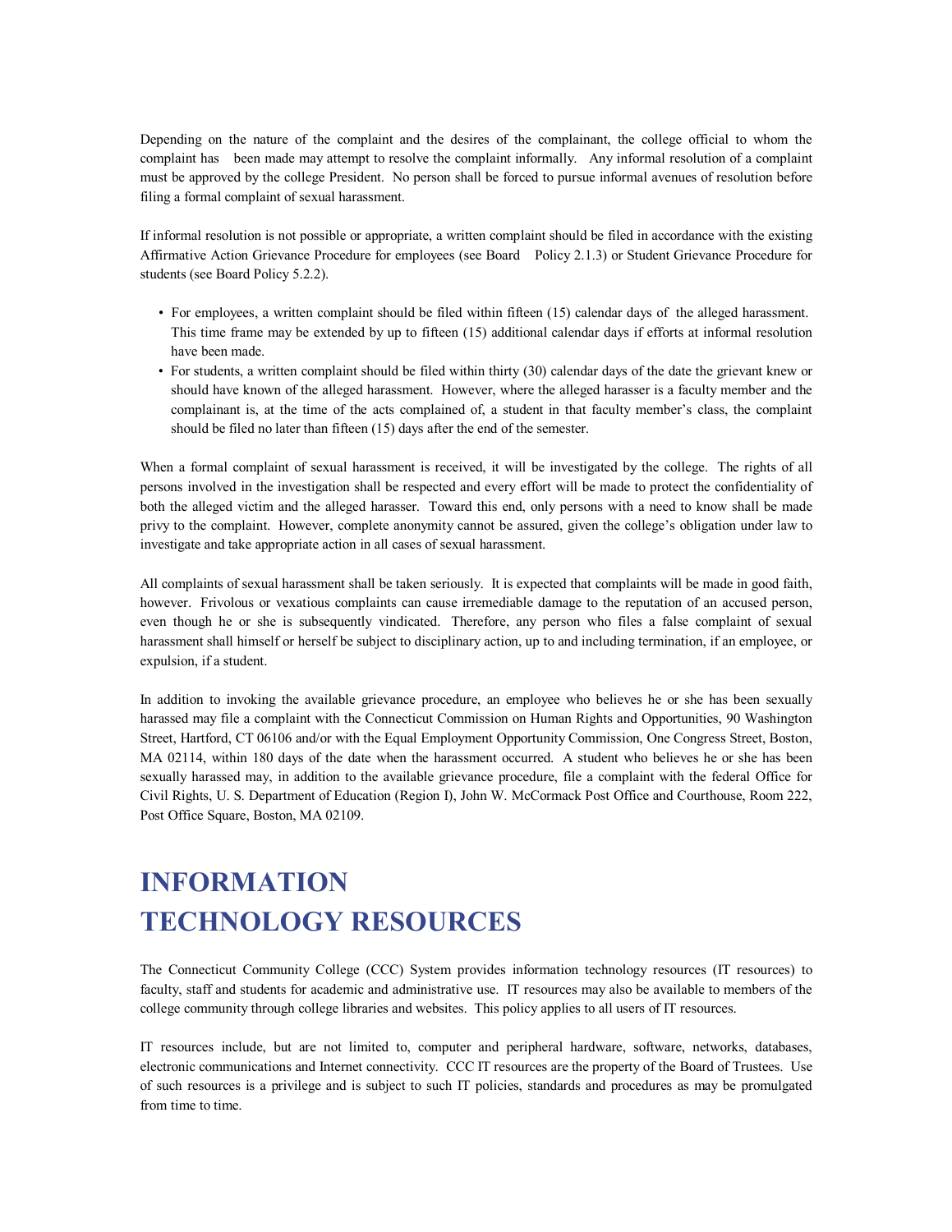Depending on the nature of the complaint and the desires of the complainant, the college official to whom the complaint has been made may attempt to resolve the complaint informally. Any informal resolution of a complaint must be approved by the college President. No person shall be forced to pursue informal avenues of resolution before filing a formal complaint of sexual harassment.

If informal resolution is not possible or appropriate, a written complaint should be filed in accordance with the existing Affirmative Action Grievance Procedure for employees (see Board Policy 2.1.3) or Student Grievance Procedure for students (see Board Policy 5.2.2).

- For employees, a written complaint should be filed within fifteen (15) calendar days of the alleged harassment. This time frame may be extended by up to fifteen (15) additional calendar days if efforts at informal resolution have been made.
- For students, a written complaint should be filed within thirty (30) calendar days of the date the grievant knew or should have known of the alleged harassment. However, where the alleged harasser is a faculty member and the complainant is, at the time of the acts complained of, a student in that faculty member's class, the complaint should be filed no later than fifteen (15) days after the end of the semester.

When a formal complaint of sexual harassment is received, it will be investigated by the college. The rights of all persons involved in the investigation shall be respected and every effort will be made to protect the confidentiality of both the alleged victim and the alleged harasser. Toward this end, only persons with a need to know shall be made privy to the complaint. However, complete anonymity cannot be assured, given the college's obligation under law to investigate and take appropriate action in all cases of sexual harassment.

All complaints of sexual harassment shall be taken seriously. It is expected that complaints will be made in good faith, however. Frivolous or vexatious complaints can cause irremediable damage to the reputation of an accused person, even though he or she is subsequently vindicated. Therefore, any person who files a false complaint of sexual harassment shall himself or herself be subject to disciplinary action, up to and including termination, if an employee, or expulsion, if a student.

In addition to invoking the available grievance procedure, an employee who believes he or she has been sexually harassed may file a complaint with the Connecticut Commission on Human Rights and Opportunities, 90 Washington Street, Hartford, CT 06106 and/or with the Equal Employment Opportunity Commission, One Congress Street, Boston, MA 02114, within 180 days of the date when the harassment occurred. A student who believes he or she has been sexually harassed may, in addition to the available grievance procedure, file a complaint with the federal Office for Civil Rights, U. S. Department of Education (Region I), John W. McCormack Post Office and Courthouse, Room 222, Post Office Square, Boston, MA 02109.

# INFORMATION TECHNOLOGY RESOURCES

The Connecticut Community College (CCC) System provides information technology resources (IT resources) to faculty, staff and students for academic and administrative use. IT resources may also be available to members of the college community through college libraries and websites. This policy applies to all users of IT resources.

IT resources include, but are not limited to, computer and peripheral hardware, software, networks, databases, electronic communications and Internet connectivity. CCC IT resources are the property of the Board of Trustees. Use of such resources is a privilege and is subject to such IT policies, standards and procedures as may be promulgated from time to time.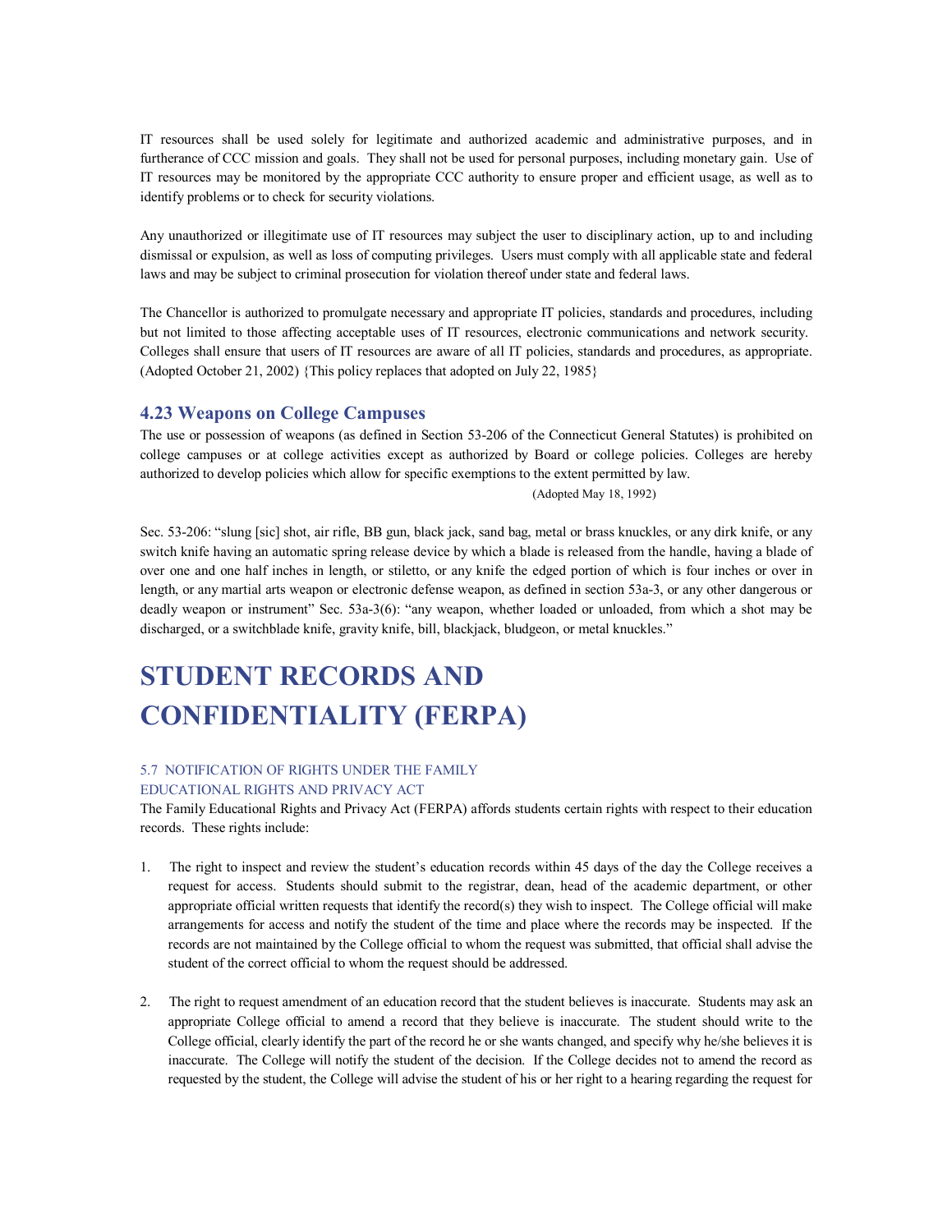IT resources shall be used solely for legitimate and authorized academic and administrative purposes, and in furtherance of CCC mission and goals. They shall not be used for personal purposes, including monetary gain. Use of IT resources may be monitored by the appropriate CCC authority to ensure proper and efficient usage, as well as to identify problems or to check for security violations.

Any unauthorized or illegitimate use of IT resources may subject the user to disciplinary action, up to and including dismissal or expulsion, as well as loss of computing privileges. Users must comply with all applicable state and federal laws and may be subject to criminal prosecution for violation thereof under state and federal laws.

The Chancellor is authorized to promulgate necessary and appropriate IT policies, standards and procedures, including but not limited to those affecting acceptable uses of IT resources, electronic communications and network security. Colleges shall ensure that users of IT resources are aware of all IT policies, standards and procedures, as appropriate. (Adopted October 21, 2002) {This policy replaces that adopted on July 22, 1985}

### 4.23 Weapons on College Campuses

The use or possession of weapons (as defined in Section 53-206 of the Connecticut General Statutes) is prohibited on college campuses or at college activities except as authorized by Board or college policies. Colleges are hereby authorized to develop policies which allow for specific exemptions to the extent permitted by law.

(Adopted May 18, 1992)

Sec. 53-206: "slung [sic] shot, air rifle, BB gun, black jack, sand bag, metal or brass knuckles, or any dirk knife, or any switch knife having an automatic spring release device by which a blade is released from the handle, having a blade of over one and one half inches in length, or stiletto, or any knife the edged portion of which is four inches or over in length, or any martial arts weapon or electronic defense weapon, as defined in section 53a-3, or any other dangerous or deadly weapon or instrument" Sec. 53a-3(6): "any weapon, whether loaded or unloaded, from which a shot may be discharged, or a switchblade knife, gravity knife, bill, blackjack, bludgeon, or metal knuckles."

# STUDENT RECORDS AND CONFIDENTIALITY (FERPA)

#### 5.7 NOTIFICATION OF RIGHTS UNDER THE FAMILY EDUCATIONAL RIGHTS AND PRIVACY ACT

The Family Educational Rights and Privacy Act (FERPA) affords students certain rights with respect to their education records. These rights include:

1. The right to inspect and review the student's education records within 45 days of the day the College receives a request for access. Students should submit to the registrar, dean, head of the academic department, or other appropriate official written requests that identify the record(s) they wish to inspect. The College official will make arrangements for access and notify the student of the time and place where the records may be inspected. If the records are not maintained by the College official to whom the request was submitted, that official shall advise the student of the correct official to whom the request should be addressed.

2. The right to request amendment of an education record that the student believes is inaccurate. Students may ask an appropriate College official to amend a record that they believe is inaccurate. The student should write to the College official, clearly identify the part of the record he or she wants changed, and specify why he/she believes it is inaccurate. The College will notify the student of the decision. If the College decides not to amend the record as requested by the student, the College will advise the student of his or her right to a hearing regarding the request for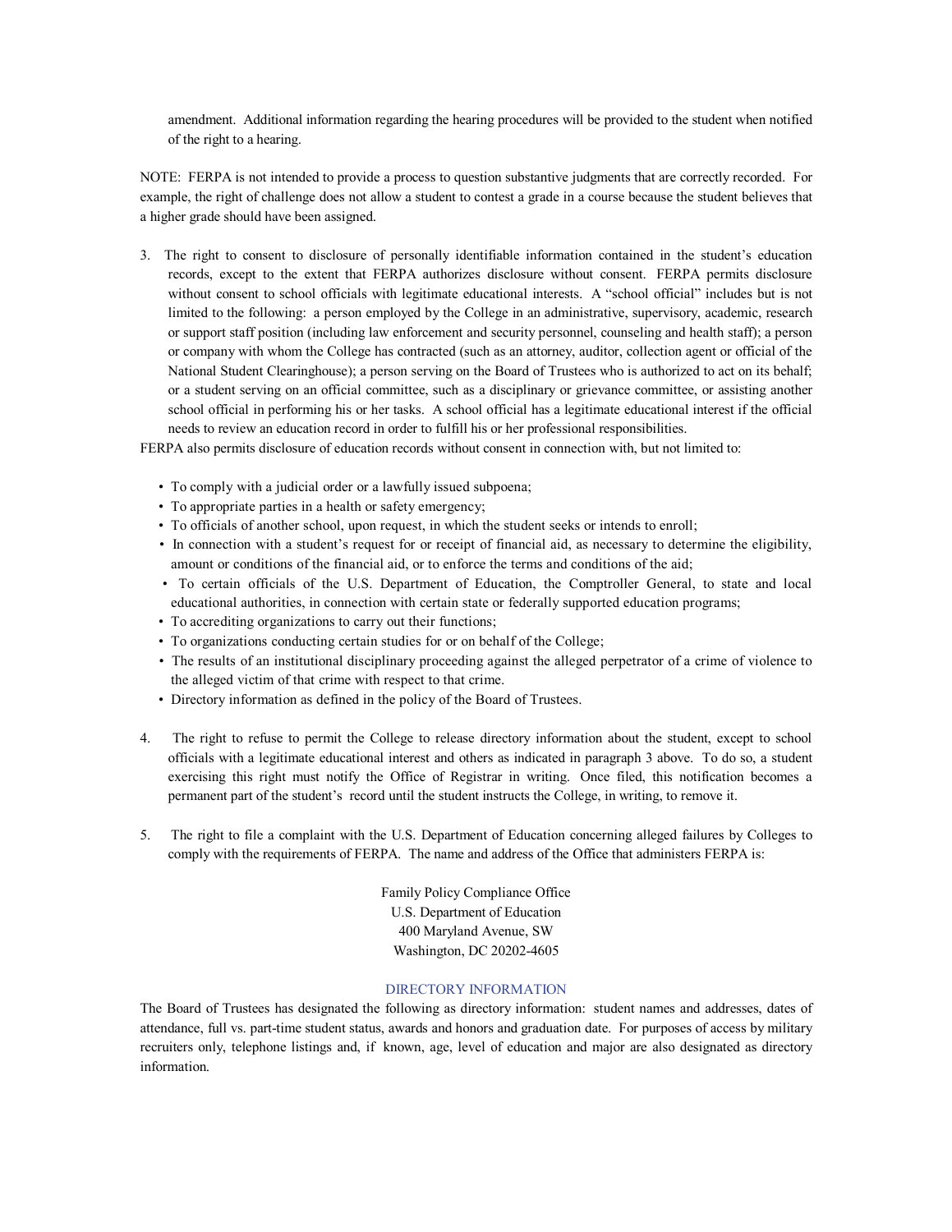amendment. Additional information regarding the hearing procedures will be provided to the student when notified of the right to a hearing.

NOTE: FERPA is not intended to provide a process to question substantive judgments that are correctly recorded. For example, the right of challenge does not allow a student to contest a grade in a course because the student believes that a higher grade should have been assigned.

3. The right to consent to disclosure of personally identifiable information contained in the student's education records, except to the extent that FERPA authorizes disclosure without consent. FERPA permits disclosure without consent to school officials with legitimate educational interests. A "school official" includes but is not limited to the following: a person employed by the College in an administrative, supervisory, academic, research or support staff position (including law enforcement and security personnel, counseling and health staff); a person or company with whom the College has contracted (such as an attorney, auditor, collection agent or official of the National Student Clearinghouse); a person serving on the Board of Trustees who is authorized to act on its behalf; or a student serving on an official committee, such as a disciplinary or grievance committee, or assisting another school official in performing his or her tasks. A school official has a legitimate educational interest if the official needs to review an education record in order to fulfill his or her professional responsibilities.

FERPA also permits disclosure of education records without consent in connection with, but not limited to:

- To comply with a judicial order or a lawfully issued subpoena;
- To appropriate parties in a health or safety emergency;
- To officials of another school, upon request, in which the student seeks or intends to enroll;
- In connection with a student's request for or receipt of financial aid, as necessary to determine the eligibility, amount or conditions of the financial aid, or to enforce the terms and conditions of the aid;
- To certain officials of the U.S. Department of Education, the Comptroller General, to state and local educational authorities, in connection with certain state or federally supported education programs;
- To accrediting organizations to carry out their functions;
- To organizations conducting certain studies for or on behalf of the College;
- The results of an institutional disciplinary proceeding against the alleged perpetrator of a crime of violence to the alleged victim of that crime with respect to that crime.
- Directory information as defined in the policy of the Board of Trustees.

4. The right to refuse to permit the College to release directory information about the student, except to school officials with a legitimate educational interest and others as indicated in paragraph 3 above. To do so, a student exercising this right must notify the Office of Registrar in writing. Once filed, this notification becomes a permanent part of the student's record until the student instructs the College, in writing, to remove it.

5. The right to file a complaint with the U.S. Department of Education concerning alleged failures by Colleges to comply with the requirements of FERPA. The name and address of the Office that administers FERPA is:

Family Policy Compliance Office
U.S. Department of Education
400 Maryland Avenue, SW
Washington, DC 20202-4605

## DIRECTORY INFORMATION

The Board of Trustees has designated the following as directory information: student names and addresses, dates of attendance, full vs. part-time student status, awards and honors and graduation date. For purposes of access by military recruiters only, telephone listings and, if known, age, level of education and major are also designated as directory information.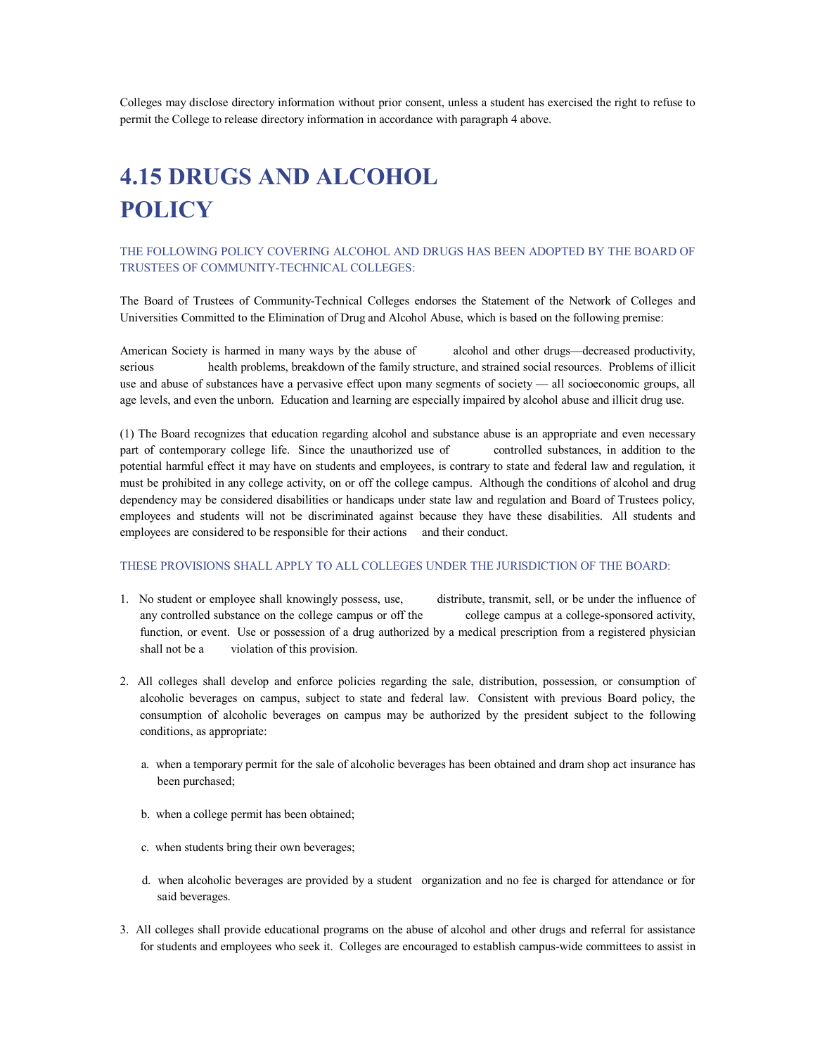Colleges may disclose directory information without prior consent, unless a student has exercised the right to refuse to permit the College to release directory information in accordance with paragraph 4 above.

# 4.15 DRUGS AND ALCOHOL POLICY

THE FOLLOWING POLICY COVERING ALCOHOL AND DRUGS HAS BEEN ADOPTED BY THE BOARD OF TRUSTEES OF COMMUNITY-TECHNICAL COLLEGES:

The Board of Trustees of Community-Technical Colleges endorses the Statement of the Network of Colleges and Universities Committed to the Elimination of Drug and Alcohol Abuse, which is based on the following premise:

American Society is harmed in many ways by the abuse of alcohol and other drugs—decreased productivity, serious health problems, breakdown of the family structure, and strained social resources. Problems of illicit use and abuse of substances have a pervasive effect upon many segments of society — all socioeconomic groups, all age levels, and even the unborn. Education and learning are especially impaired by alcohol abuse and illicit drug use.

(1) The Board recognizes that education regarding alcohol and substance abuse is an appropriate and even necessary part of contemporary college life. Since the unauthorized use of controlled substances, in addition to the potential harmful effect it may have on students and employees, is contrary to state and federal law and regulation, it must be prohibited in any college activity, on or off the college campus. Although the conditions of alcohol and drug dependency may be considered disabilities or handicaps under state law and regulation and Board of Trustees policy, employees and students will not be discriminated against because they have these disabilities. All students and employees are considered to be responsible for their actions and their conduct.

THESE PROVISIONS SHALL APPLY TO ALL COLLEGES UNDER THE JURISDICTION OF THE BOARD:

1. No student or employee shall knowingly possess, use, distribute, transmit, sell, or be under the influence of any controlled substance on the college campus or off the college campus at a college-sponsored activity, function, or event. Use or possession of a drug authorized by a medical prescription from a registered physician shall not be a violation of this provision.

2. All colleges shall develop and enforce policies regarding the sale, distribution, possession, or consumption of alcoholic beverages on campus, subject to state and federal law. Consistent with previous Board policy, the consumption of alcoholic beverages on campus may be authorized by the president subject to the following conditions, as appropriate:

   a. when a temporary permit for the sale of alcoholic beverages has been obtained and dram shop act insurance has been purchased;

   b. when a college permit has been obtained;

   c. when students bring their own beverages;

   d. when alcoholic beverages are provided by a student organization and no fee is charged for attendance or for said beverages.

3. All colleges shall provide educational programs on the abuse of alcohol and other drugs and referral for assistance for students and employees who seek it. Colleges are encouraged to establish campus-wide committees to assist in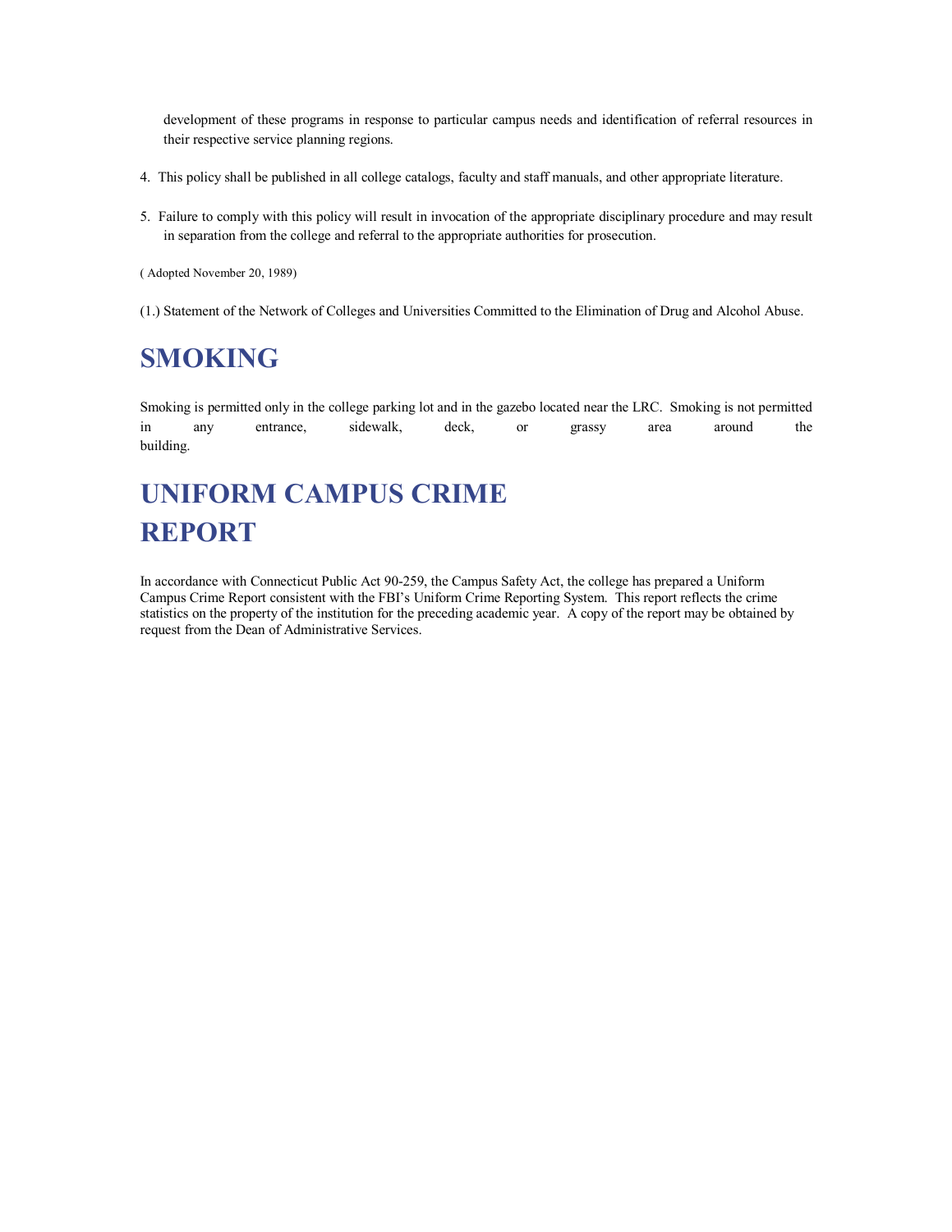development of these programs in response to particular campus needs and identification of referral resources in their respective service planning regions.

4. This policy shall be published in all college catalogs, faculty and staff manuals, and other appropriate literature.

5. Failure to comply with this policy will result in invocation of the appropriate disciplinary procedure and may result in separation from the college and referral to the appropriate authorities for prosecution.

( Adopted November 20, 1989)

(1.) Statement of the Network of Colleges and Universities Committed to the Elimination of Drug and Alcohol Abuse.

# SMOKING

Smoking is permitted only in the college parking lot and in the gazebo located near the LRC. Smoking is not permitted in any entrance, sidewalk, deck, or grassy area around the building.

# UNIFORM CAMPUS CRIME REPORT

In accordance with Connecticut Public Act 90-259, the Campus Safety Act, the college has prepared a Uniform Campus Crime Report consistent with the FBI's Uniform Crime Reporting System. This report reflects the crime statistics on the property of the institution for the preceding academic year. A copy of the report may be obtained by request from the Dean of Administrative Services.